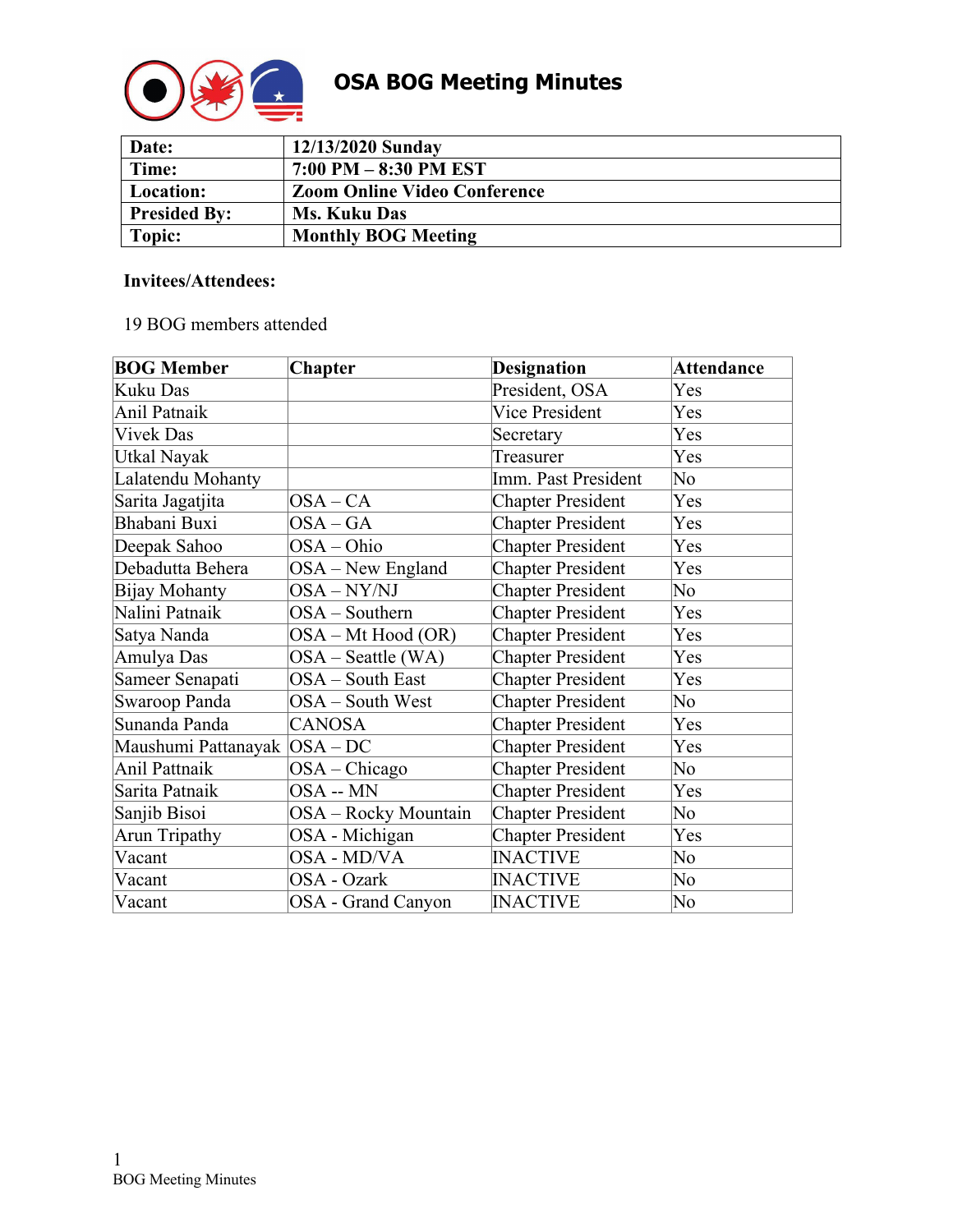# OSA BOG Meeting Minutes

| **Date:** | **12/13/2020 Sunday** |
|---|---|
| **Time:** | **7:00 PM – 8:30 PM EST** |
| **Location:** | **Zoom Online Video Conference** |
| **Presided By:** | **Ms. Kuku Das** |
| **Topic:** | **Monthly BOG Meeting** |

**Invitees/Attendees:**

19 BOG members attended

| BOG Member | Chapter | Designation | Attendance |
|---|---|---|---|
| Kuku Das | | President, OSA | Yes |
| Anil Patnaik | | Vice President | Yes |
| Vivek Das | | Secretary | Yes |
| Utkal Nayak | | Treasurer | Yes |
| Lalatendu Mohanty | | Imm. Past President | No |
| Sarita Jagatjita | OSA – CA | Chapter President | Yes |
| Bhabani Buxi | OSA – GA | Chapter President | Yes |
| Deepak Sahoo | OSA – Ohio | Chapter President | Yes |
| Debadutta Behera | OSA – New England | Chapter President | Yes |
| Bijay Mohanty | OSA – NY/NJ | Chapter President | No |
| Nalini Patnaik | OSA – Southern | Chapter President | Yes |
| Satya Nanda | OSA – Mt Hood (OR) | Chapter President | Yes |
| Amulya Das | OSA – Seattle (WA) | Chapter President | Yes |
| Sameer Senapati | OSA – South East | Chapter President | Yes |
| Swaroop Panda | OSA – South West | Chapter President | No |
| Sunanda Panda | CANOSA | Chapter President | Yes |
| Maushumi Pattanayak | OSA – DC | Chapter President | Yes |
| Anil Pattnaik | OSA – Chicago | Chapter President | No |
| Sarita Patnaik | OSA -- MN | Chapter President | Yes |
| Sanjib Bisoi | OSA – Rocky Mountain | Chapter President | No |
| Arun Tripathy | OSA - Michigan | Chapter President | Yes |
| Vacant | OSA - MD/VA | INACTIVE | No |
| Vacant | OSA - Ozark | INACTIVE | No |
| Vacant | OSA - Grand Canyon | INACTIVE | No |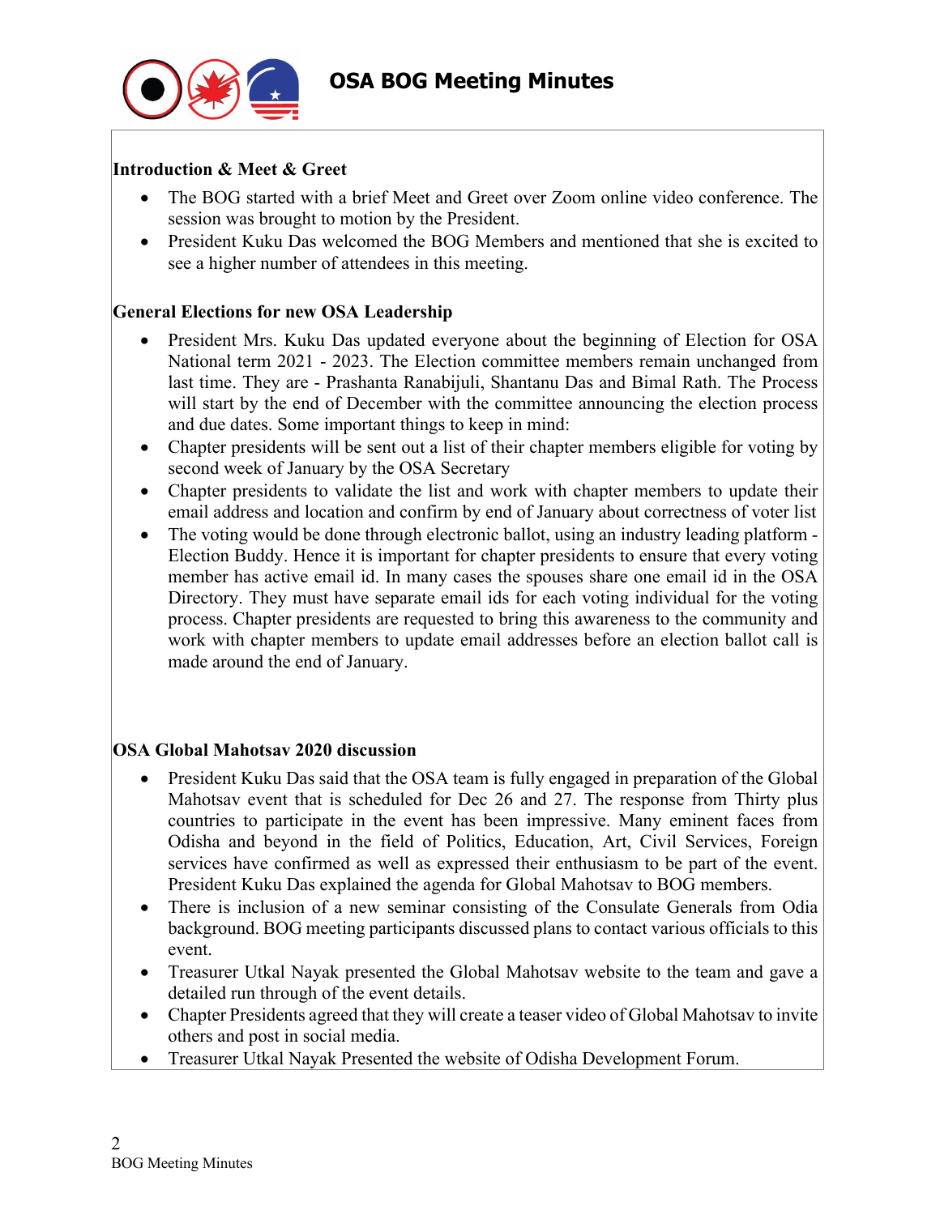**Introduction & Meet & Greet**

- The BOG started with a brief Meet and Greet over Zoom online video conference. The session was brought to motion by the President.
- President Kuku Das welcomed the BOG Members and mentioned that she is excited to see a higher number of attendees in this meeting.

**General Elections for new OSA Leadership**

- President Mrs. Kuku Das updated everyone about the beginning of Election for OSA National term 2021 - 2023. The Election committee members remain unchanged from last time. They are - Prashanta Ranabijuli, Shantanu Das and Bimal Rath. The Process will start by the end of December with the committee announcing the election process and due dates. Some important things to keep in mind:
- Chapter presidents will be sent out a list of their chapter members eligible for voting by second week of January by the OSA Secretary
- Chapter presidents to validate the list and work with chapter members to update their email address and location and confirm by end of January about correctness of voter list
- The voting would be done through electronic ballot, using an industry leading platform - Election Buddy. Hence it is important for chapter presidents to ensure that every voting member has active email id. In many cases the spouses share one email id in the OSA Directory. They must have separate email ids for each voting individual for the voting process. Chapter presidents are requested to bring this awareness to the community and work with chapter members to update email addresses before an election ballot call is made around the end of January.

**OSA Global Mahotsav 2020 discussion**

- President Kuku Das said that the OSA team is fully engaged in preparation of the Global Mahotsav event that is scheduled for Dec 26 and 27. The response from Thirty plus countries to participate in the event has been impressive. Many eminent faces from Odisha and beyond in the field of Politics, Education, Art, Civil Services, Foreign services have confirmed as well as expressed their enthusiasm to be part of the event. President Kuku Das explained the agenda for Global Mahotsav to BOG members.
- There is inclusion of a new seminar consisting of the Consulate Generals from Odia background. BOG meeting participants discussed plans to contact various officials to this event.
- Treasurer Utkal Nayak presented the Global Mahotsav website to the team and gave a detailed run through of the event details.
- Chapter Presidents agreed that they will create a teaser video of Global Mahotsav to invite others and post in social media.
- Treasurer Utkal Nayak Presented the website of Odisha Development Forum.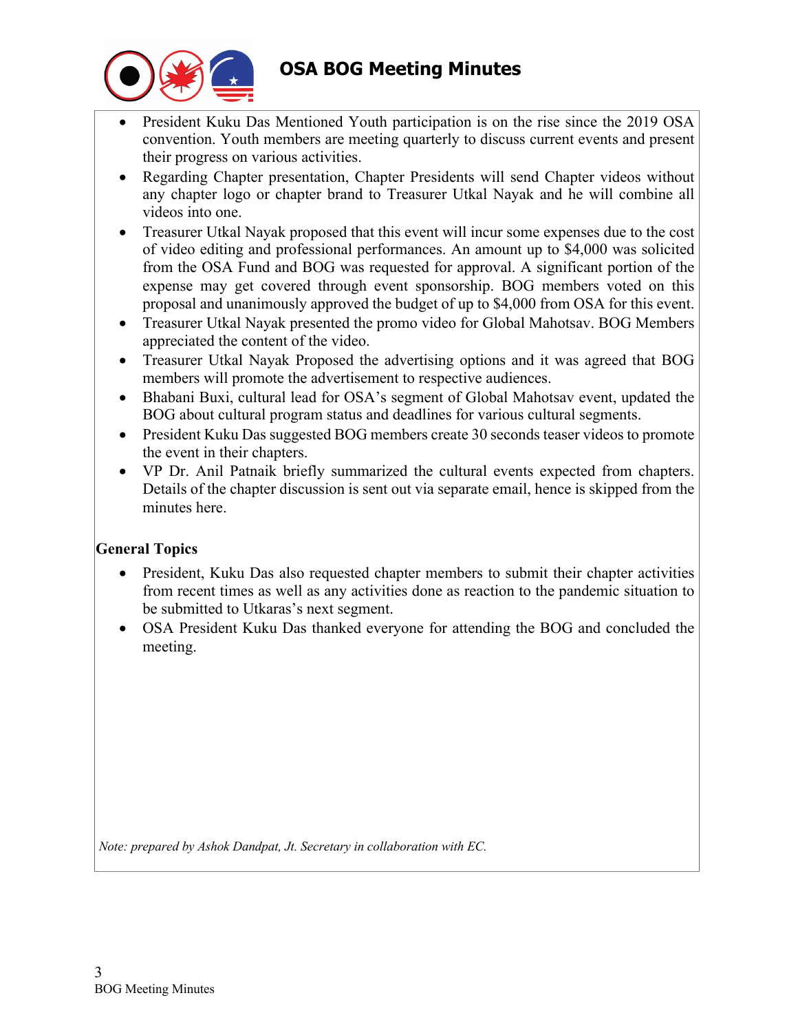- President Kuku Das Mentioned Youth participation is on the rise since the 2019 OSA convention. Youth members are meeting quarterly to discuss current events and present their progress on various activities.
- Regarding Chapter presentation, Chapter Presidents will send Chapter videos without any chapter logo or chapter brand to Treasurer Utkal Nayak and he will combine all videos into one.
- Treasurer Utkal Nayak proposed that this event will incur some expenses due to the cost of video editing and professional performances. An amount up to $4,000 was solicited from the OSA Fund and BOG was requested for approval. A significant portion of the expense may get covered through event sponsorship. BOG members voted on this proposal and unanimously approved the budget of up to $4,000 from OSA for this event.
- Treasurer Utkal Nayak presented the promo video for Global Mahotsav. BOG Members appreciated the content of the video.
- Treasurer Utkal Nayak Proposed the advertising options and it was agreed that BOG members will promote the advertisement to respective audiences.
- Bhabani Buxi, cultural lead for OSA's segment of Global Mahotsav event, updated the BOG about cultural program status and deadlines for various cultural segments.
- President Kuku Das suggested BOG members create 30 seconds teaser videos to promote the event in their chapters.
- VP Dr. Anil Patnaik briefly summarized the cultural events expected from chapters. Details of the chapter discussion is sent out via separate email, hence is skipped from the minutes here.

**General Topics**

- President, Kuku Das also requested chapter members to submit their chapter activities from recent times as well as any activities done as reaction to the pandemic situation to be submitted to Utkaras's next segment.
- OSA President Kuku Das thanked everyone for attending the BOG and concluded the meeting.

*Note: prepared by Ashok Dandpat, Jt. Secretary in collaboration with EC.*